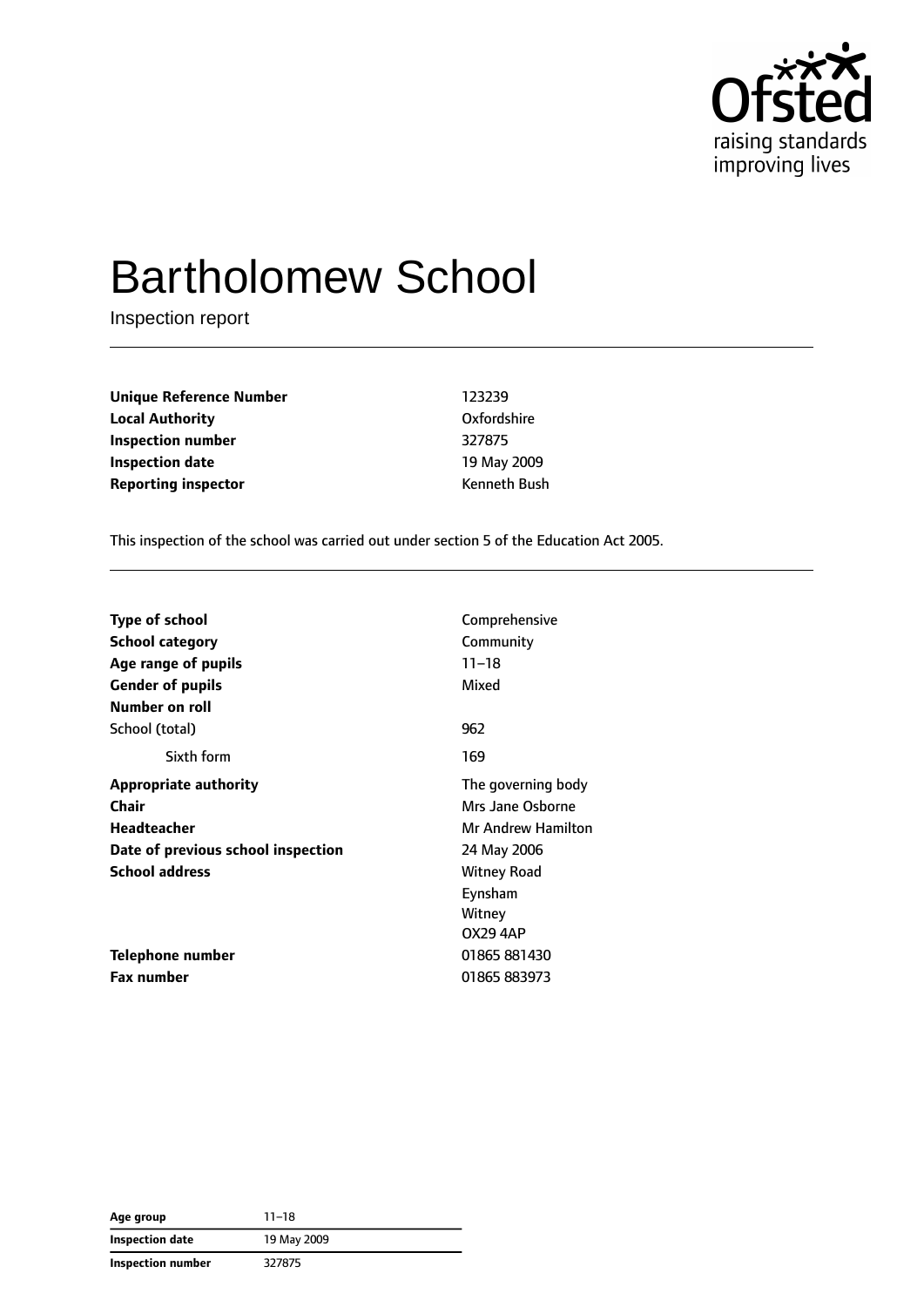# Bartholomew School

Inspection report

| | |
|---|---|
| **Unique Reference Number** | 123239 |
| **Local Authority** | Oxfordshire |
| **Inspection number** | 327875 |
| **Inspection date** | 19 May 2009 |
| **Reporting inspector** | Kenneth Bush |

This inspection of the school was carried out under section 5 of the Education Act 2005.

| | |
|---|---|
| **Type of school** | Comprehensive |
| **School category** | Community |
| **Age range of pupils** | 11–18 |
| **Gender of pupils** | Mixed |
| **Number on roll** | |
| School (total) | 962 |
| Sixth form | 169 |
| **Appropriate authority** | The governing body |
| **Chair** | Mrs Jane Osborne |
| **Headteacher** | Mr Andrew Hamilton |
| **Date of previous school inspection** | 24 May 2006 |
| **School address** | Witney Road<br>Eynsham<br>Witney<br>OX29 4AP |
| **Telephone number** | 01865 881430 |
| **Fax number** | 01865 883973 |

| | |
|---|---|
| **Age group** | 11–18 |
| **Inspection date** | 19 May 2009 |
| **Inspection number** | 327875 |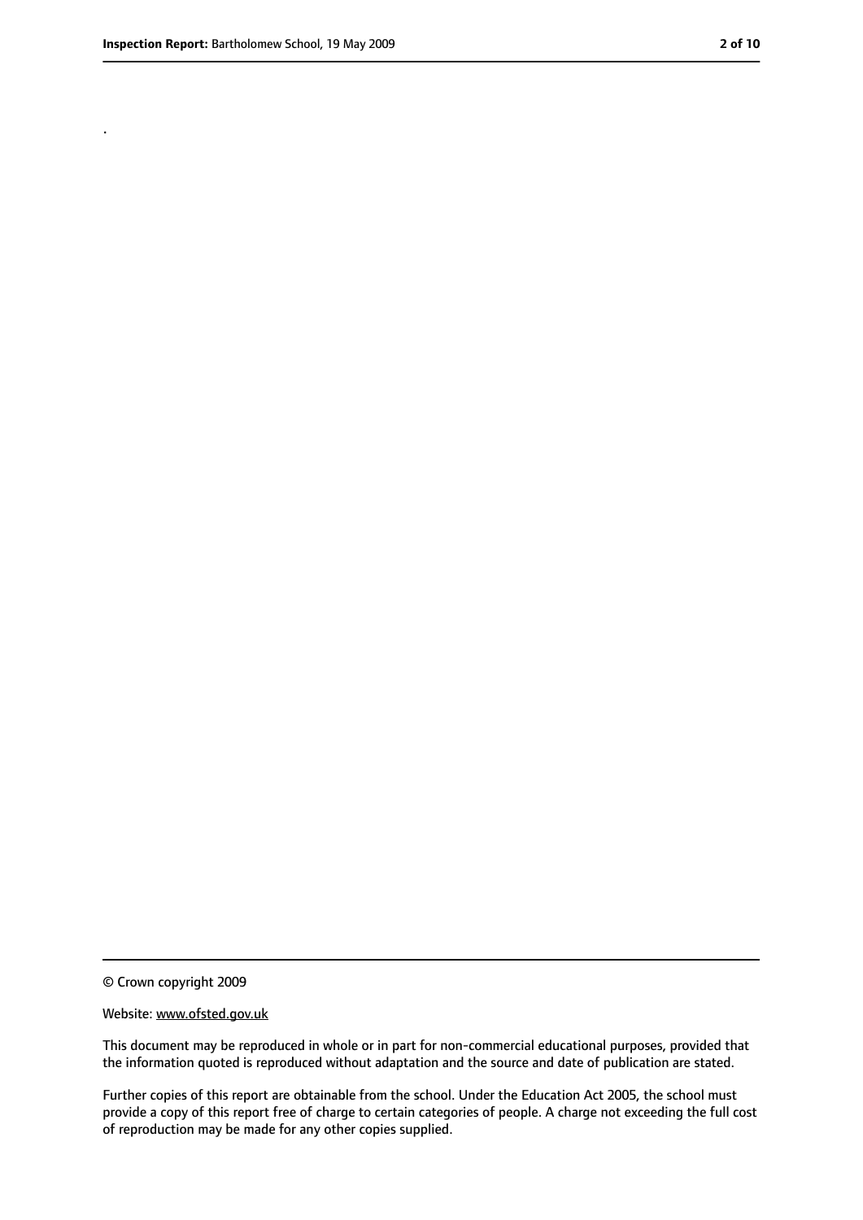.

© Crown copyright 2009

Website: www.ofsted.gov.uk

This document may be reproduced in whole or in part for non-commercial educational purposes, provided that the information quoted is reproduced without adaptation and the source and date of publication are stated.

Further copies of this report are obtainable from the school. Under the Education Act 2005, the school must provide a copy of this report free of charge to certain categories of people. A charge not exceeding the full cost of reproduction may be made for any other copies supplied.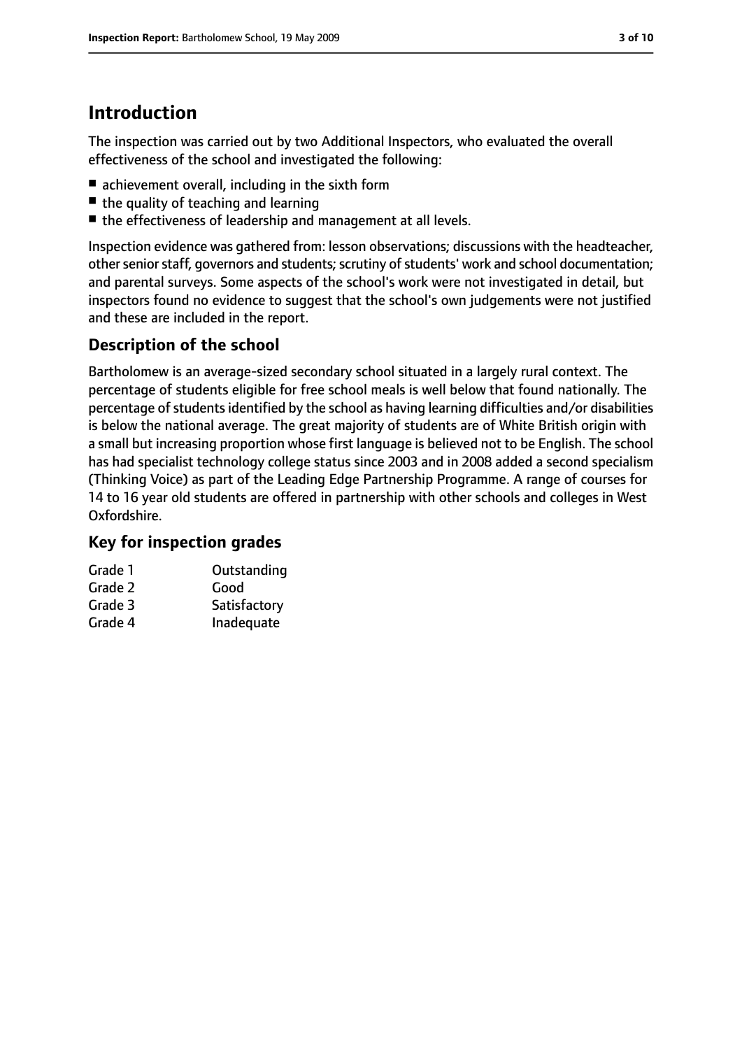# Introduction

The inspection was carried out by two Additional Inspectors, who evaluated the overall effectiveness of the school and investigated the following:

- achievement overall, including in the sixth form
- the quality of teaching and learning
- the effectiveness of leadership and management at all levels.

Inspection evidence was gathered from: lesson observations; discussions with the headteacher, other senior staff, governors and students; scrutiny of students' work and school documentation; and parental surveys. Some aspects of the school's work were not investigated in detail, but inspectors found no evidence to suggest that the school's own judgements were not justified and these are included in the report.

## Description of the school

Bartholomew is an average-sized secondary school situated in a largely rural context. The percentage of students eligible for free school meals is well below that found nationally. The percentage of students identified by the school as having learning difficulties and/or disabilities is below the national average. The great majority of students are of White British origin with a small but increasing proportion whose first language is believed not to be English. The school has had specialist technology college status since 2003 and in 2008 added a second specialism (Thinking Voice) as part of the Leading Edge Partnership Programme. A range of courses for 14 to 16 year old students are offered in partnership with other schools and colleges in West Oxfordshire.

## Key for inspection grades

| | |
|---|---|
| Grade 1 | Outstanding |
| Grade 2 | Good |
| Grade 3 | Satisfactory |
| Grade 4 | Inadequate |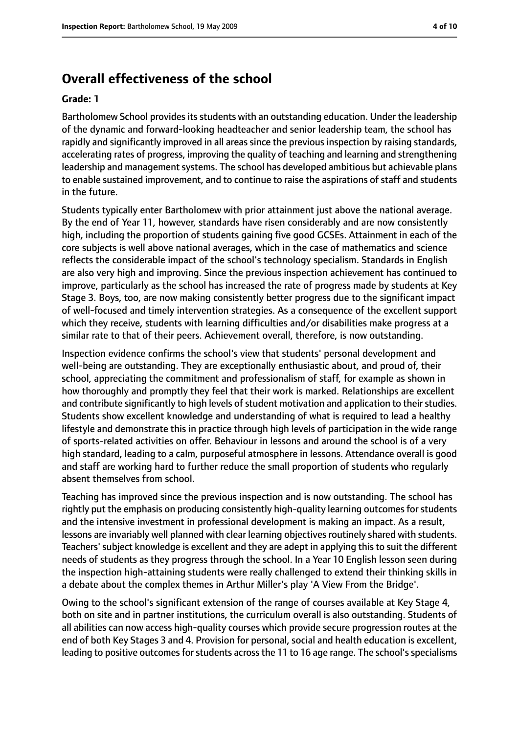## Overall effectiveness of the school

**Grade: 1**

Bartholomew School provides its students with an outstanding education. Under the leadership of the dynamic and forward-looking headteacher and senior leadership team, the school has rapidly and significantly improved in all areas since the previous inspection by raising standards, accelerating rates of progress, improving the quality of teaching and learning and strengthening leadership and management systems. The school has developed ambitious but achievable plans to enable sustained improvement, and to continue to raise the aspirations of staff and students in the future.

Students typically enter Bartholomew with prior attainment just above the national average. By the end of Year 11, however, standards have risen considerably and are now consistently high, including the proportion of students gaining five good GCSEs. Attainment in each of the core subjects is well above national averages, which in the case of mathematics and science reflects the considerable impact of the school's technology specialism. Standards in English are also very high and improving. Since the previous inspection achievement has continued to improve, particularly as the school has increased the rate of progress made by students at Key Stage 3. Boys, too, are now making consistently better progress due to the significant impact of well-focused and timely intervention strategies. As a consequence of the excellent support which they receive, students with learning difficulties and/or disabilities make progress at a similar rate to that of their peers. Achievement overall, therefore, is now outstanding.

Inspection evidence confirms the school's view that students' personal development and well-being are outstanding. They are exceptionally enthusiastic about, and proud of, their school, appreciating the commitment and professionalism of staff, for example as shown in how thoroughly and promptly they feel that their work is marked. Relationships are excellent and contribute significantly to high levels of student motivation and application to their studies. Students show excellent knowledge and understanding of what is required to lead a healthy lifestyle and demonstrate this in practice through high levels of participation in the wide range of sports-related activities on offer. Behaviour in lessons and around the school is of a very high standard, leading to a calm, purposeful atmosphere in lessons. Attendance overall is good and staff are working hard to further reduce the small proportion of students who regularly absent themselves from school.

Teaching has improved since the previous inspection and is now outstanding. The school has rightly put the emphasis on producing consistently high-quality learning outcomes for students and the intensive investment in professional development is making an impact. As a result, lessons are invariably well planned with clear learning objectives routinely shared with students. Teachers' subject knowledge is excellent and they are adept in applying this to suit the different needs of students as they progress through the school. In a Year 10 English lesson seen during the inspection high-attaining students were really challenged to extend their thinking skills in a debate about the complex themes in Arthur Miller's play 'A View From the Bridge'.

Owing to the school's significant extension of the range of courses available at Key Stage 4, both on site and in partner institutions, the curriculum overall is also outstanding. Students of all abilities can now access high-quality courses which provide secure progression routes at the end of both Key Stages 3 and 4. Provision for personal, social and health education is excellent, leading to positive outcomes for students across the 11 to 16 age range. The school's specialisms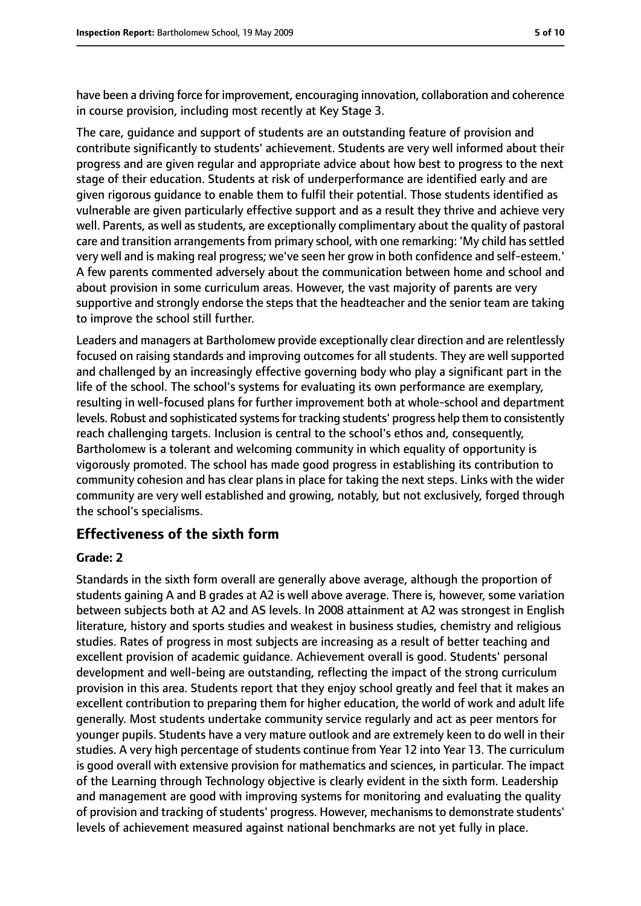have been a driving force for improvement, encouraging innovation, collaboration and coherence in course provision, including most recently at Key Stage 3.

The care, guidance and support of students are an outstanding feature of provision and contribute significantly to students' achievement. Students are very well informed about their progress and are given regular and appropriate advice about how best to progress to the next stage of their education. Students at risk of underperformance are identified early and are given rigorous guidance to enable them to fulfil their potential. Those students identified as vulnerable are given particularly effective support and as a result they thrive and achieve very well. Parents, as well as students, are exceptionally complimentary about the quality of pastoral care and transition arrangements from primary school, with one remarking: 'My child has settled very well and is making real progress; we've seen her grow in both confidence and self-esteem.' A few parents commented adversely about the communication between home and school and about provision in some curriculum areas. However, the vast majority of parents are very supportive and strongly endorse the steps that the headteacher and the senior team are taking to improve the school still further.

Leaders and managers at Bartholomew provide exceptionally clear direction and are relentlessly focused on raising standards and improving outcomes for all students. They are well supported and challenged by an increasingly effective governing body who play a significant part in the life of the school. The school's systems for evaluating its own performance are exemplary, resulting in well-focused plans for further improvement both at whole-school and department levels. Robust and sophisticated systems for tracking students' progress help them to consistently reach challenging targets. Inclusion is central to the school's ethos and, consequently, Bartholomew is a tolerant and welcoming community in which equality of opportunity is vigorously promoted. The school has made good progress in establishing its contribution to community cohesion and has clear plans in place for taking the next steps. Links with the wider community are very well established and growing, notably, but not exclusively, forged through the school's specialisms.

## Effectiveness of the sixth form

### Grade: 2

Standards in the sixth form overall are generally above average, although the proportion of students gaining A and B grades at A2 is well above average. There is, however, some variation between subjects both at A2 and AS levels. In 2008 attainment at A2 was strongest in English literature, history and sports studies and weakest in business studies, chemistry and religious studies. Rates of progress in most subjects are increasing as a result of better teaching and excellent provision of academic guidance. Achievement overall is good. Students' personal development and well-being are outstanding, reflecting the impact of the strong curriculum provision in this area. Students report that they enjoy school greatly and feel that it makes an excellent contribution to preparing them for higher education, the world of work and adult life generally. Most students undertake community service regularly and act as peer mentors for younger pupils. Students have a very mature outlook and are extremely keen to do well in their studies. A very high percentage of students continue from Year 12 into Year 13. The curriculum is good overall with extensive provision for mathematics and sciences, in particular. The impact of the Learning through Technology objective is clearly evident in the sixth form. Leadership and management are good with improving systems for monitoring and evaluating the quality of provision and tracking of students' progress. However, mechanisms to demonstrate students' levels of achievement measured against national benchmarks are not yet fully in place.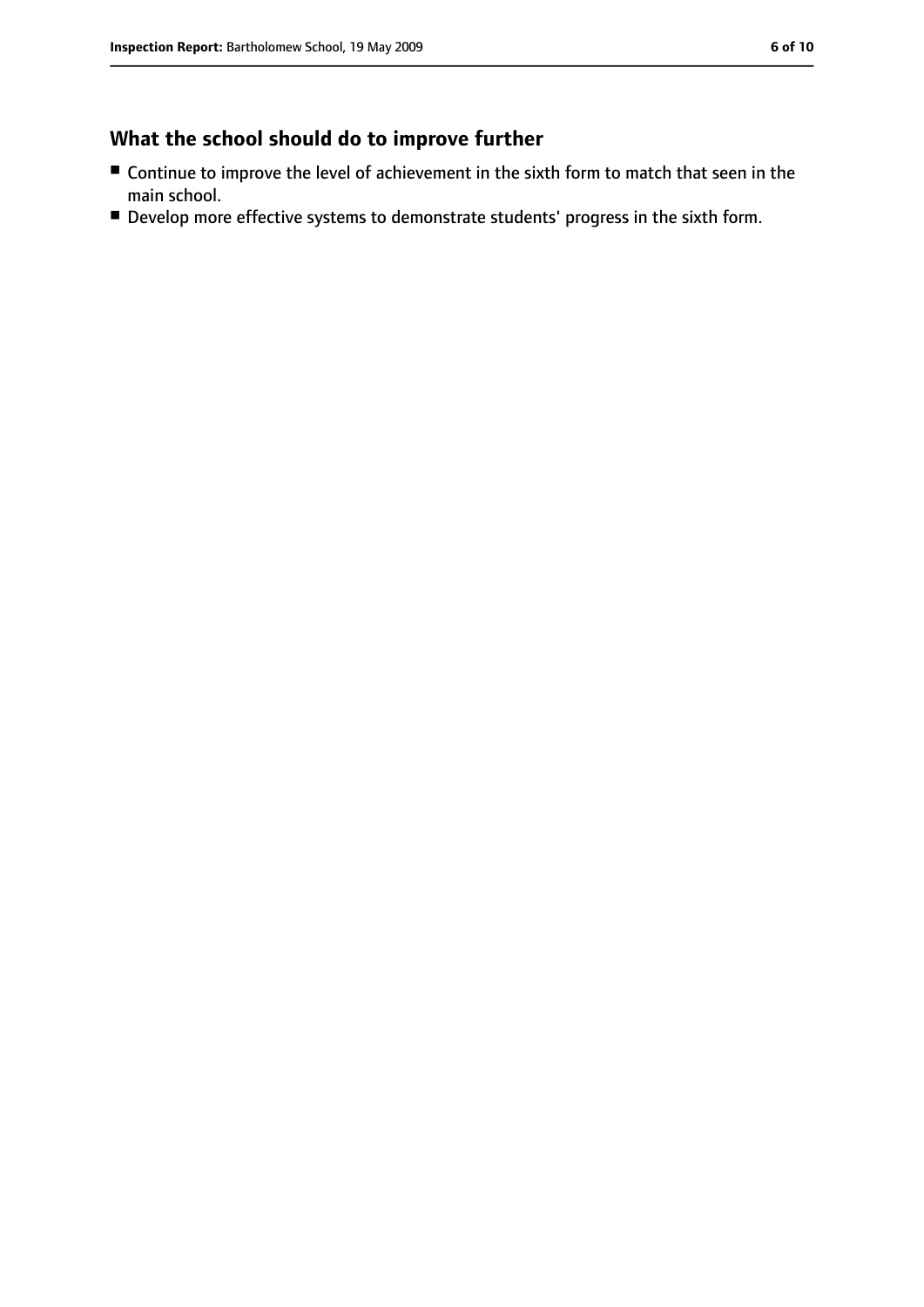## What the school should do to improve further

- Continue to improve the level of achievement in the sixth form to match that seen in the main school.
- Develop more effective systems to demonstrate students' progress in the sixth form.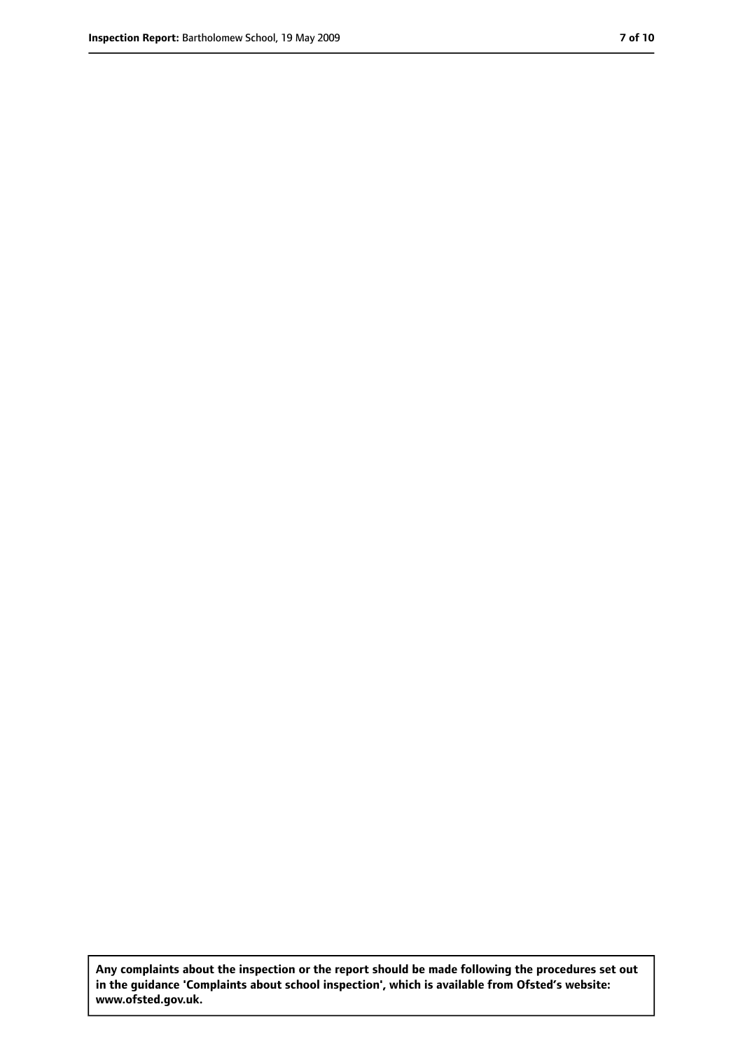**Any complaints about the inspection or the report should be made following the procedures set out in the guidance 'Complaints about school inspection', which is available from Ofsted's website: www.ofsted.gov.uk.**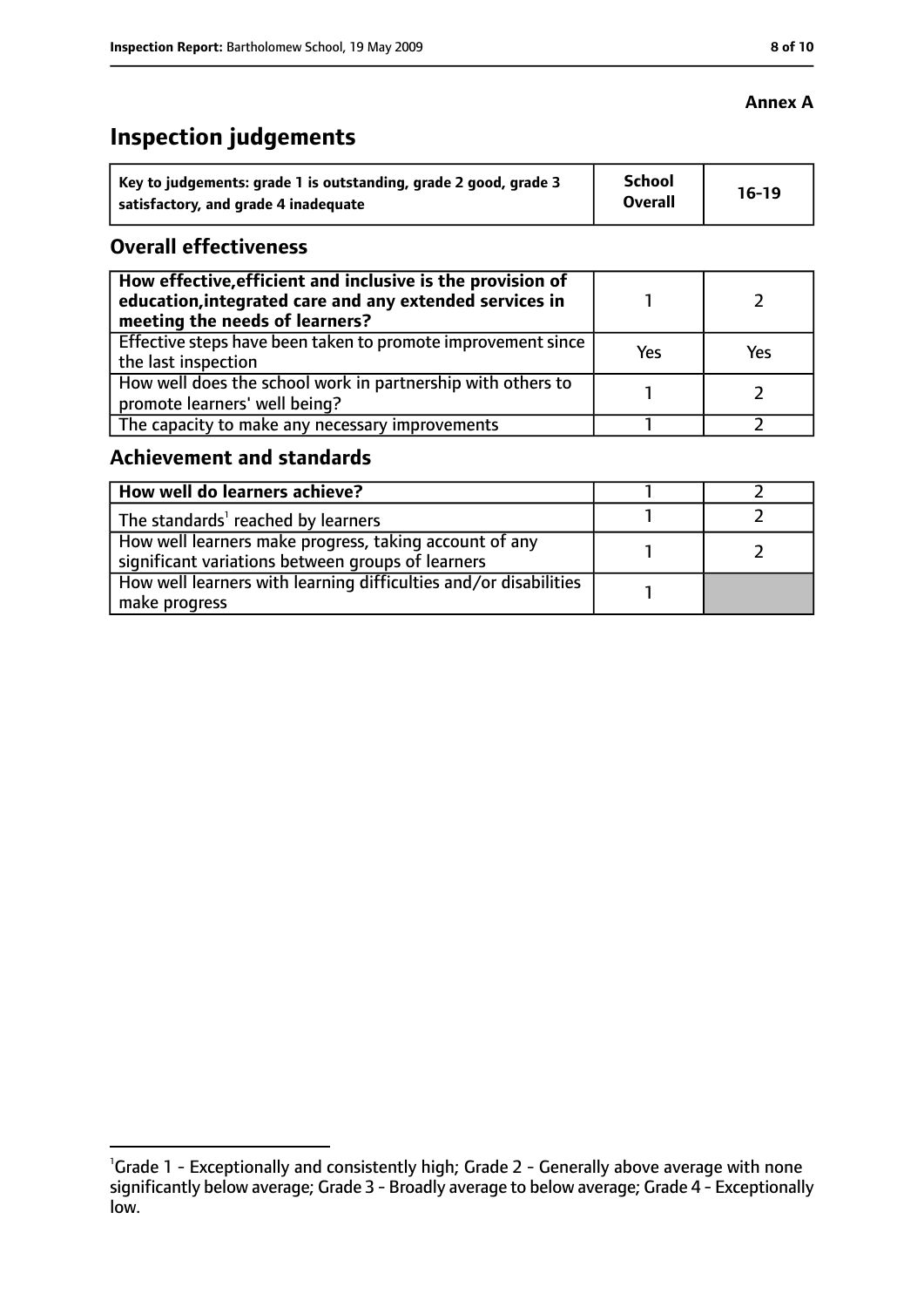**Annex A**

# Inspection judgements

| Key to judgements: grade 1 is outstanding, grade 2 good, grade 3 satisfactory, and grade 4 inadequate | School Overall | 16-19 |
|---|---|---|

## Overall effectiveness

| | | |
|---|---|---|
| **How effective, efficient and inclusive is the provision of education, integrated care and any extended services in meeting the needs of learners?** | 1 | 2 |
| Effective steps have been taken to promote improvement since the last inspection | Yes | Yes |
| How well does the school work in partnership with others to promote learners' well being? | 1 | 2 |
| The capacity to make any necessary improvements | 1 | 2 |

## Achievement and standards

| | | |
|---|---|---|
| **How well do learners achieve?** | 1 | 2 |
| The standards[1] reached by learners | 1 | 2 |
| How well learners make progress, taking account of any significant variations between groups of learners | 1 | 2 |
| How well learners with learning difficulties and/or disabilities make progress | 1 | |

[1]Grade 1 - Exceptionally and consistently high; Grade 2 - Generally above average with none significantly below average; Grade 3 - Broadly average to below average; Grade 4 - Exceptionally low.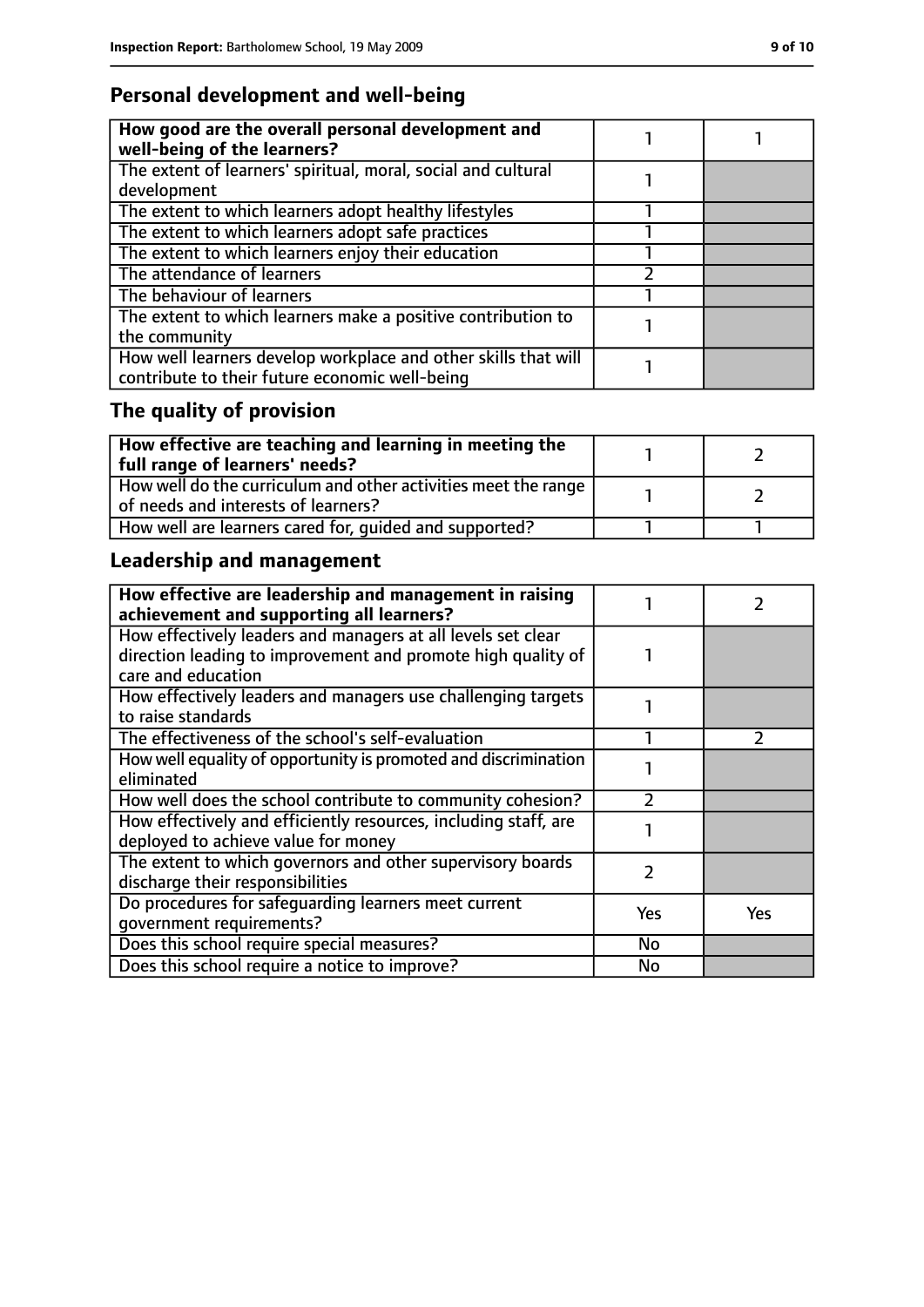## Personal development and well-being

| How good are the overall personal development and well-being of the learners? | 1 | 1 |
|---|---|---|
| The extent of learners' spiritual, moral, social and cultural development | 1 | |
| The extent to which learners adopt healthy lifestyles | 1 | |
| The extent to which learners adopt safe practices | 1 | |
| The extent to which learners enjoy their education | 1 | |
| The attendance of learners | 2 | |
| The behaviour of learners | 1 | |
| The extent to which learners make a positive contribution to the community | 1 | |
| How well learners develop workplace and other skills that will contribute to their future economic well-being | 1 | |

## The quality of provision

| How effective are teaching and learning in meeting the full range of learners' needs? | 1 | 2 |
|---|---|---|
| How well do the curriculum and other activities meet the range of needs and interests of learners? | 1 | 2 |
| How well are learners cared for, guided and supported? | 1 | 1 |

## Leadership and management

| How effective are leadership and management in raising achievement and supporting all learners? | 1 | 2 |
|---|---|---|
| How effectively leaders and managers at all levels set clear direction leading to improvement and promote high quality of care and education | 1 | |
| How effectively leaders and managers use challenging targets to raise standards | 1 | |
| The effectiveness of the school's self-evaluation | 1 | 2 |
| How well equality of opportunity is promoted and discrimination eliminated | 1 | |
| How well does the school contribute to community cohesion? | 2 | |
| How effectively and efficiently resources, including staff, are deployed to achieve value for money | 1 | |
| The extent to which governors and other supervisory boards discharge their responsibilities | 2 | |
| Do procedures for safeguarding learners meet current government requirements? | Yes | Yes |
| Does this school require special measures? | No | |
| Does this school require a notice to improve? | No | |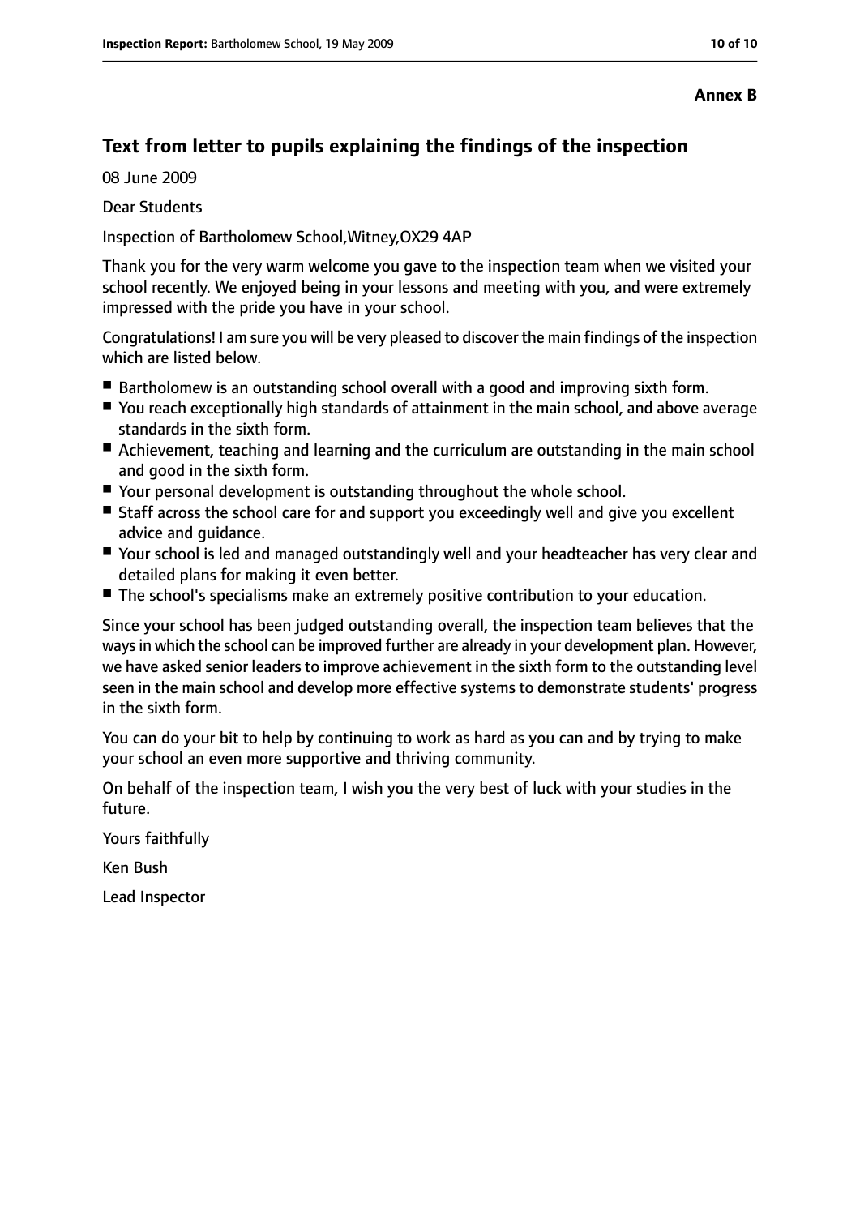**Annex B**

## Text from letter to pupils explaining the findings of the inspection

08 June 2009

Dear Students

Inspection of Bartholomew School,Witney,OX29 4AP

Thank you for the very warm welcome you gave to the inspection team when we visited your school recently. We enjoyed being in your lessons and meeting with you, and were extremely impressed with the pride you have in your school.

Congratulations! I am sure you will be very pleased to discover the main findings of the inspection which are listed below.

- Bartholomew is an outstanding school overall with a good and improving sixth form.
- You reach exceptionally high standards of attainment in the main school, and above average standards in the sixth form.
- Achievement, teaching and learning and the curriculum are outstanding in the main school and good in the sixth form.
- Your personal development is outstanding throughout the whole school.
- Staff across the school care for and support you exceedingly well and give you excellent advice and guidance.
- Your school is led and managed outstandingly well and your headteacher has very clear and detailed plans for making it even better.
- The school's specialisms make an extremely positive contribution to your education.

Since your school has been judged outstanding overall, the inspection team believes that the ways in which the school can be improved further are already in your development plan. However, we have asked senior leaders to improve achievement in the sixth form to the outstanding level seen in the main school and develop more effective systems to demonstrate students' progress in the sixth form.

You can do your bit to help by continuing to work as hard as you can and by trying to make your school an even more supportive and thriving community.

On behalf of the inspection team, I wish you the very best of luck with your studies in the future.

Yours faithfully

Ken Bush

Lead Inspector